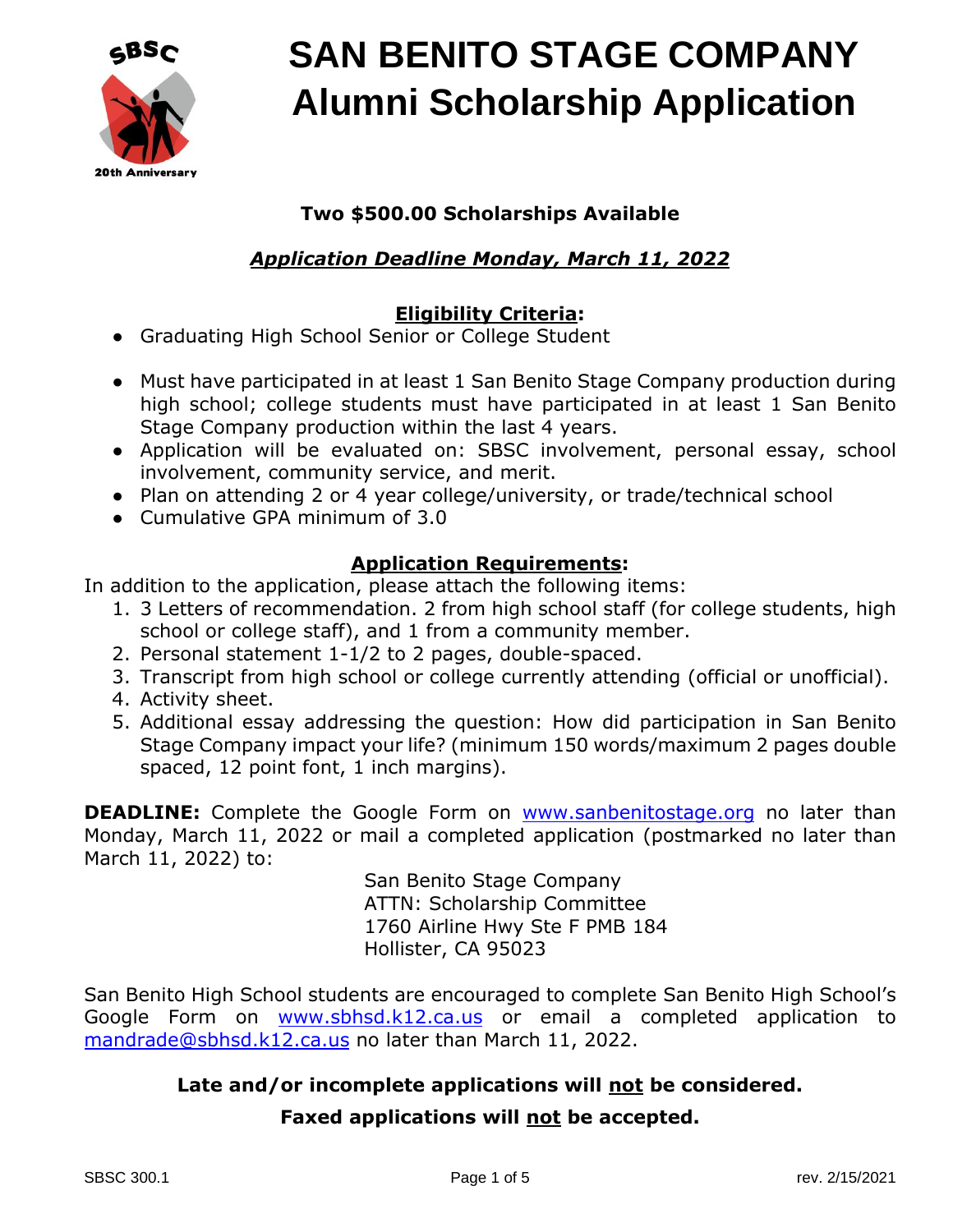# SAN BENITO STAGE COMPANY
# Alumni Scholarship Application

**Two $500.00 Scholarships Available**

***Application Deadline Monday, March 11, 2022***

## Eligibility Criteria:

- Graduating High School Senior or College Student
- Must have participated in at least 1 San Benito Stage Company production during high school; college students must have participated in at least 1 San Benito Stage Company production within the last 4 years.
- Application will be evaluated on: SBSC involvement, personal essay, school involvement, community service, and merit.
- Plan on attending 2 or 4 year college/university, or trade/technical school
- Cumulative GPA minimum of 3.0

## Application Requirements:

In addition to the application, please attach the following items:

1. 3 Letters of recommendation. 2 from high school staff (for college students, high school or college staff), and 1 from a community member.
2. Personal statement 1-1/2 to 2 pages, double-spaced.
3. Transcript from high school or college currently attending (official or unofficial).
4. Activity sheet.
5. Additional essay addressing the question: How did participation in San Benito Stage Company impact your life? (minimum 150 words/maximum 2 pages double spaced, 12 point font, 1 inch margins).

**DEADLINE:** Complete the Google Form on www.sanbenitostage.org no later than Monday, March 11, 2022 or mail a completed application (postmarked no later than March 11, 2022) to:

San Benito Stage Company
ATTN: Scholarship Committee
1760 Airline Hwy Ste F PMB 184
Hollister, CA 95023

San Benito High School students are encouraged to complete San Benito High School's Google Form on www.sbhsd.k12.ca.us or email a completed application to mandrade@sbhsd.k12.ca.us no later than March 11, 2022.

**Late and/or incomplete applications will not be considered.**

**Faxed applications will not be accepted.**

SBSC 300.1 rev. 2/15/2021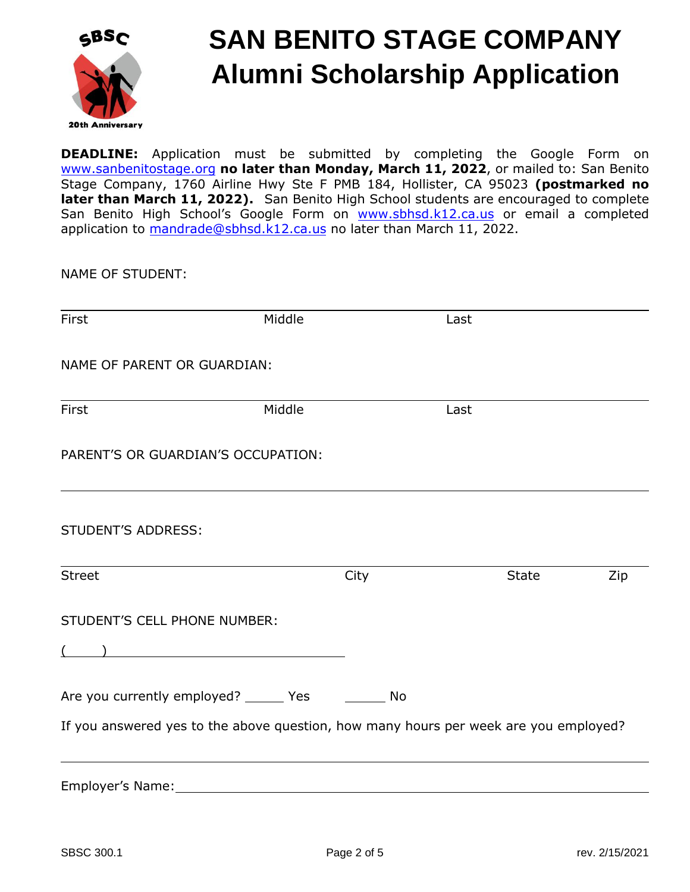# SAN BENITO STAGE COMPANY
# Alumni Scholarship Application

**DEADLINE:** Application must be submitted by completing the Google Form on www.sanbenitostage.org **no later than Monday, March 11, 2022**, or mailed to: San Benito Stage Company, 1760 Airline Hwy Ste F PMB 184, Hollister, CA 95023 **(postmarked no later than March 11, 2022).** San Benito High School students are encouraged to complete San Benito High School's Google Form on www.sbhsd.k12.ca.us or email a completed application to mandrade@sbhsd.k12.ca.us no later than March 11, 2022.

NAME OF STUDENT:

___________________________________________________________

First                    Middle                    Last

NAME OF PARENT OR GUARDIAN:

___________________________________________________________

First                    Middle                    Last

PARENT'S OR GUARDIAN'S OCCUPATION:

___________________________________________________________

STUDENT'S ADDRESS:

___________________________________________________________

Street                    City                    State          Zip

STUDENT'S CELL PHONE NUMBER:

(      ) ______________________

Are you currently employed? _____ Yes     _____ No

If you answered yes to the above question, how many hours per week are you employed?

___________________________________________________________

Employer's Name: ___________________________________________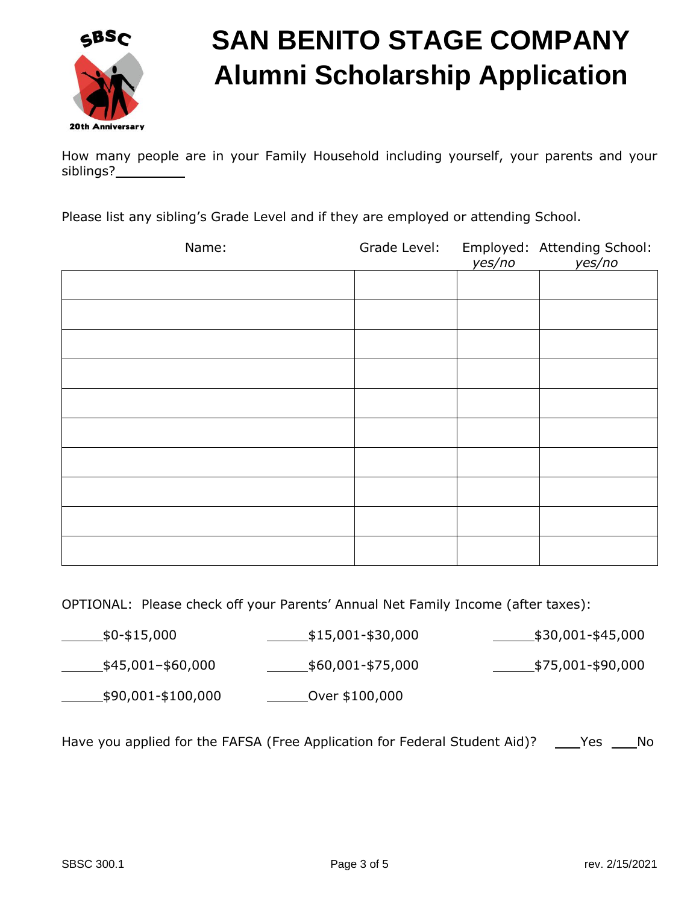# SAN BENITO STAGE COMPANY
# Alumni Scholarship Application

How many people are in your Family Household including yourself, your parents and your siblings?_________

Please list any sibling's Grade Level and if they are employed or attending School.

| Name: | Grade Level: | Employed: *yes/no* | Attending School: *yes/no* |
|---|---|---|---|
| | | | |
| | | | |
| | | | |
| | | | |
| | | | |
| | | | |
| | | | |
| | | | |
| | | | |
| | | | |

OPTIONAL: Please check off your Parents' Annual Net Family Income (after taxes):

______$0-$15,000 ______$15,001-$30,000 ______$30,001-$45,000

______$45,001–$60,000 ______$60,001-$75,000 ______$75,001-$90,000

______$90,001-$100,000 ______Over $100,000

Have you applied for the FAFSA (Free Application for Federal Student Aid)? ___Yes ___No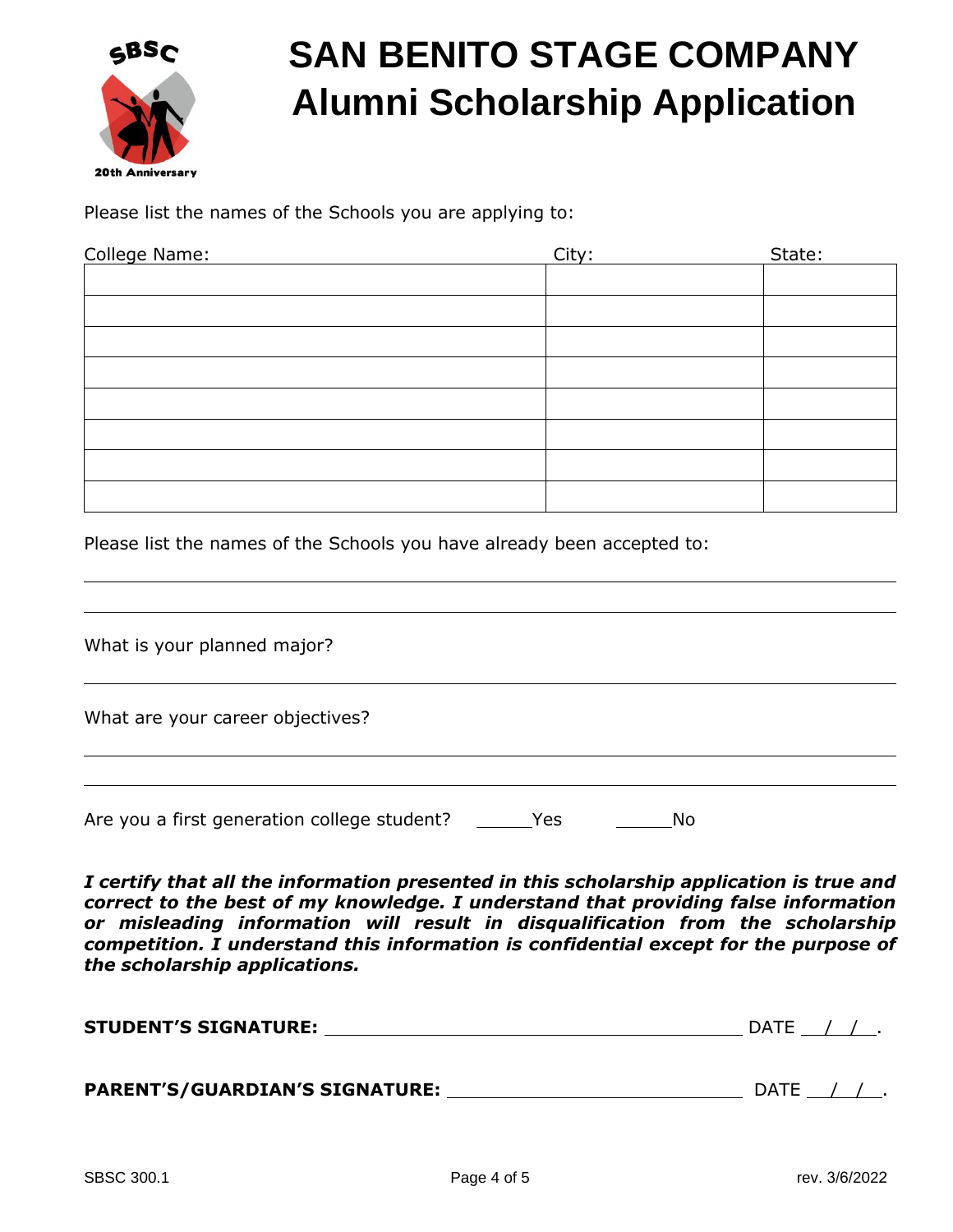# SAN BENITO STAGE COMPANY
# Alumni Scholarship Application

Please list the names of the Schools you are applying to:

| College Name: | City: | State: |
|---|---|---|
| | | |
| | | |
| | | |
| | | |
| | | |
| | | |
| | | |
| | | |

Please list the names of the Schools you have already been accepted to:

_______________________________________________

_______________________________________________

What is your planned major?

_______________________________________________

What are your career objectives?

_______________________________________________

_______________________________________________

Are you a first generation college student? ______Yes ______No

***I certify that all the information presented in this scholarship application is true and correct to the best of my knowledge. I understand that providing false information or misleading information will result in disqualification from the scholarship competition. I understand this information is confidential except for the purpose of the scholarship applications.***

**STUDENT'S SIGNATURE:** ______________________________ DATE __/__/__.

**PARENT'S/GUARDIAN'S SIGNATURE:** ______________________________ DATE __/__/__.

SBSC 300.1 rev. 3/6/2022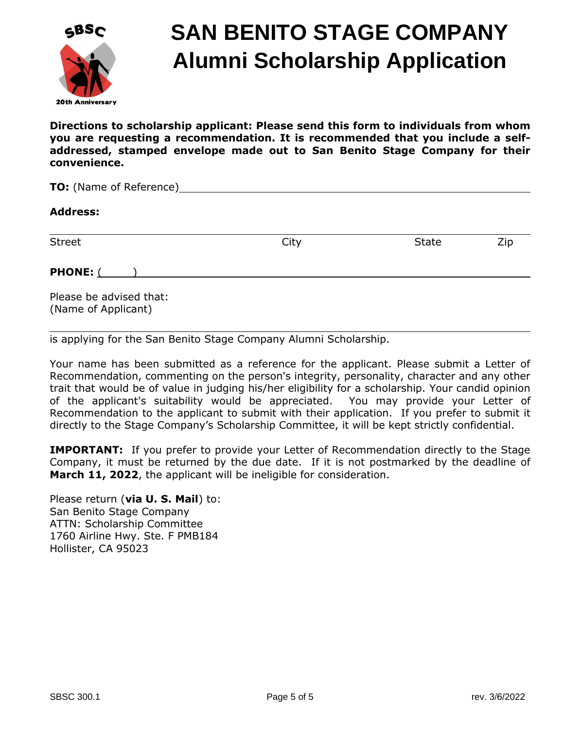SBSC

20th Anniversary

# SAN BENITO STAGE COMPANY
# Alumni Scholarship Application

**Directions to scholarship applicant: Please send this form to individuals from whom you are requesting a recommendation. It is recommended that you include a self-addressed, stamped envelope made out to San Benito Stage Company for their convenience.**

**TO:** (Name of Reference)\_\_\_\_\_\_\_\_\_\_\_\_\_\_\_\_\_\_\_\_\_\_\_\_\_\_\_\_\_\_\_\_\_\_\_\_\_\_

**Address:**

\_\_\_\_\_\_\_\_\_\_\_\_\_\_\_\_\_\_\_\_\_\_\_\_\_\_\_\_\_\_\_\_\_\_\_\_\_\_\_\_\_\_\_\_\_\_\_\_\_\_\_\_\_\_\_\_

Street City State Zip

**PHONE:** (\_\_\_\_\_)\_\_\_\_\_\_\_\_\_\_\_\_\_\_\_\_\_\_\_\_\_\_\_\_\_\_\_\_\_\_\_\_\_\_\_\_\_\_\_\_\_\_

Please be advised that:
(Name of Applicant)

\_\_\_\_\_\_\_\_\_\_\_\_\_\_\_\_\_\_\_\_\_\_\_\_\_\_\_\_\_\_\_\_\_\_\_\_\_\_\_\_\_\_\_\_\_\_\_\_\_\_\_\_\_\_\_\_

is applying for the San Benito Stage Company Alumni Scholarship.

Your name has been submitted as a reference for the applicant. Please submit a Letter of Recommendation, commenting on the person's integrity, personality, character and any other trait that would be of value in judging his/her eligibility for a scholarship. Your candid opinion of the applicant's suitability would be appreciated. You may provide your Letter of Recommendation to the applicant to submit with their application. If you prefer to submit it directly to the Stage Company's Scholarship Committee, it will be kept strictly confidential.

**IMPORTANT:** If you prefer to provide your Letter of Recommendation directly to the Stage Company, it must be returned by the due date. If it is not postmarked by the deadline of **March 11, 2022**, the applicant will be ineligible for consideration.

Please return (**via U. S. Mail**) to:
San Benito Stage Company
ATTN: Scholarship Committee
1760 Airline Hwy. Ste. F PMB184
Hollister, CA 95023

SBSC 300.1 rev. 3/6/2022